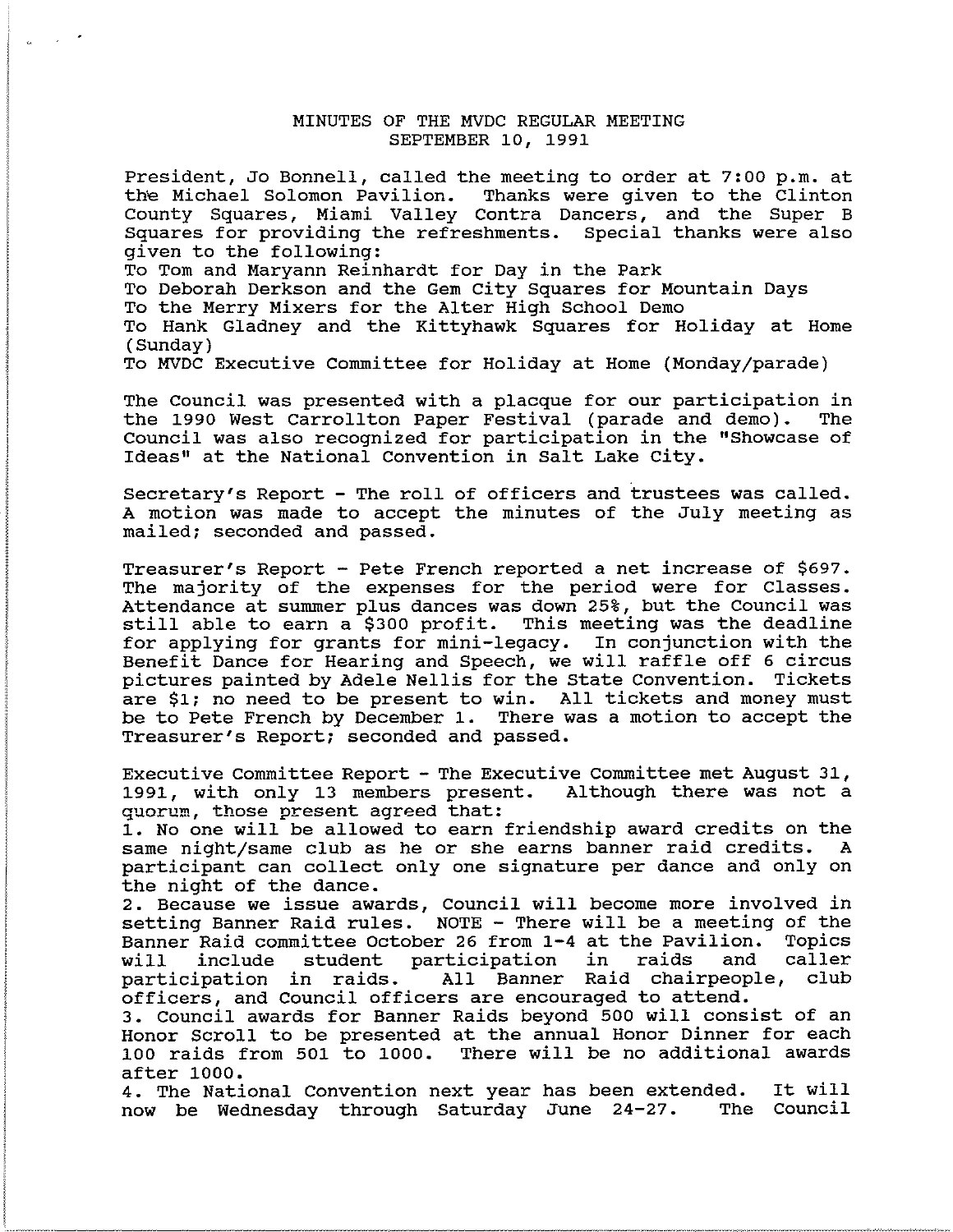# MINUTES OF THE MVDC REGULAR MEETING
## SEPTEMBER 10, 1991

President, Jo Bonnell, called the meeting to order at 7:00 p.m. at the Michael Solomon Pavilion. Thanks were given to the Clinton County Squares, Miami Valley Contra Dancers, and the Super B Squares for providing the refreshments. Special thanks were also given to the following:

To Tom and Maryann Reinhardt for Day in the Park
To Deborah Derkson and the Gem City Squares for Mountain Days
To the Merry Mixers for the Alter High School Demo
To Hank Gladney and the Kittyhawk Squares for Holiday at Home (Sunday)
To MVDC Executive Committee for Holiday at Home (Monday/parade)

The Council was presented with a placque for our participation in the 1990 West Carrollton Paper Festival (parade and demo). The Council was also recognized for participation in the "Showcase of Ideas" at the National Convention in Salt Lake City.

Secretary's Report - The roll of officers and trustees was called. A motion was made to accept the minutes of the July meeting as mailed; seconded and passed.

Treasurer's Report - Pete French reported a net increase of $697. The majority of the expenses for the period were for Classes. Attendance at summer plus dances was down 25%, but the Council was still able to earn a $300 profit. This meeting was the deadline for applying for grants for mini-legacy. In conjunction with the Benefit Dance for Hearing and Speech, we will raffle off 6 circus pictures painted by Adele Nellis for the State Convention. Tickets are $1; no need to be present to win. All tickets and money must be to Pete French by December 1. There was a motion to accept the Treasurer's Report; seconded and passed.

Executive Committee Report - The Executive Committee met August 31, 1991, with only 13 members present. Although there was not a quorum, those present agreed that:

1. No one will be allowed to earn friendship award credits on the same night/same club as he or she earns banner raid credits. A participant can collect only one signature per dance and only on the night of the dance.
2. Because we issue awards, Council will become more involved in setting Banner Raid rules. NOTE - There will be a meeting of the Banner Raid committee October 26 from 1-4 at the Pavilion. Topics will include student participation in raids and caller participation in raids. All Banner Raid chairpeople, club officers, and Council officers are encouraged to attend.
3. Council awards for Banner Raids beyond 500 will consist of an Honor Scroll to be presented at the annual Honor Dinner for each 100 raids from 501 to 1000. There will be no additional awards after 1000.
4. The National Convention next year has been extended. It will now be Wednesday through Saturday June 24-27. The Council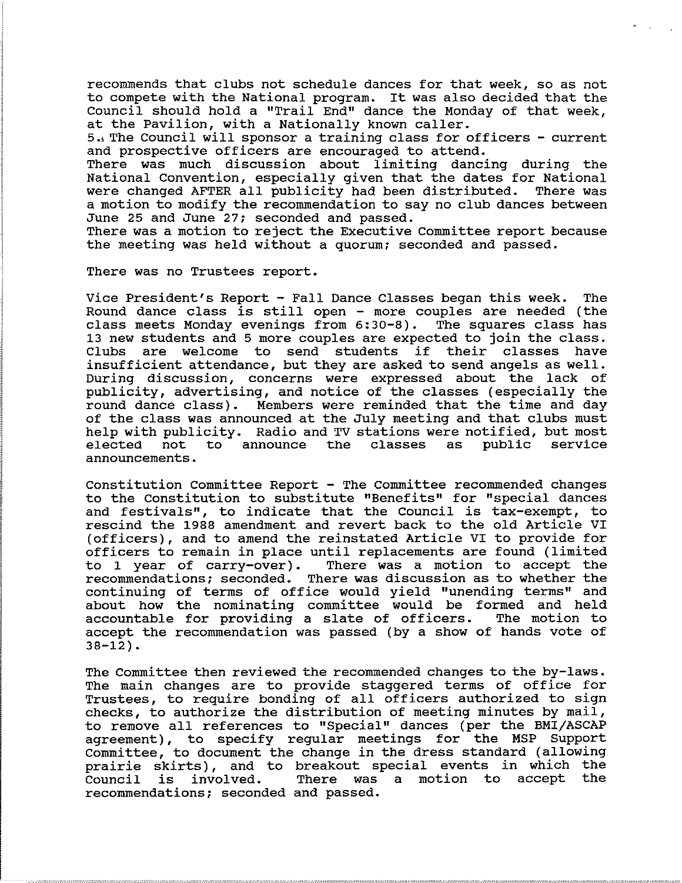recommends that clubs not schedule dances for that week, so as not to compete with the National program. It was also decided that the Council should hold a "Trail End" dance the Monday of that week, at the Pavilion, with a Nationally known caller.

5. The Council will sponsor a training class for officers - current and prospective officers are encouraged to attend.

There was much discussion about limiting dancing during the National Convention, especially given that the dates for National were changed AFTER all publicity had been distributed. There was a motion to modify the recommendation to say no club dances between June 25 and June 27; seconded and passed.

There was a motion to reject the Executive Committee report because the meeting was held without a quorum; seconded and passed.

There was no Trustees report.

Vice President's Report - Fall Dance Classes began this week. The Round dance class is still open - more couples are needed (the class meets Monday evenings from 6:30-8). The squares class has 13 new students and 5 more couples are expected to join the class. Clubs are welcome to send students if their classes have insufficient attendance, but they are asked to send angels as well. During discussion, concerns were expressed about the lack of publicity, advertising, and notice of the classes (especially the round dance class). Members were reminded that the time and day of the class was announced at the July meeting and that clubs must help with publicity. Radio and TV stations were notified, but most elected not to announce the classes as public service announcements.

Constitution Committee Report - The Committee recommended changes to the Constitution to substitute "Benefits" for "special dances and festivals", to indicate that the Council is tax-exempt, to rescind the 1988 amendment and revert back to the old Article VI (officers), and to amend the reinstated Article VI to provide for officers to remain in place until replacements are found (limited to 1 year of carry-over). There was a motion to accept the recommendations; seconded. There was discussion as to whether the continuing of terms of office would yield "unending terms" and about how the nominating committee would be formed and held accountable for providing a slate of officers. The motion to accept the recommendation was passed (by a show of hands vote of 38-12).

The Committee then reviewed the recommended changes to the by-laws. The main changes are to provide staggered terms of office for Trustees, to require bonding of all officers authorized to sign checks, to authorize the distribution of meeting minutes by mail, to remove all references to "Special" dances (per the BMI/ASCAP agreement), to specify regular meetings for the MSP Support Committee, to document the change in the dress standard (allowing prairie skirts), and to breakout special events in which the Council is involved. There was a motion to accept the recommendations; seconded and passed.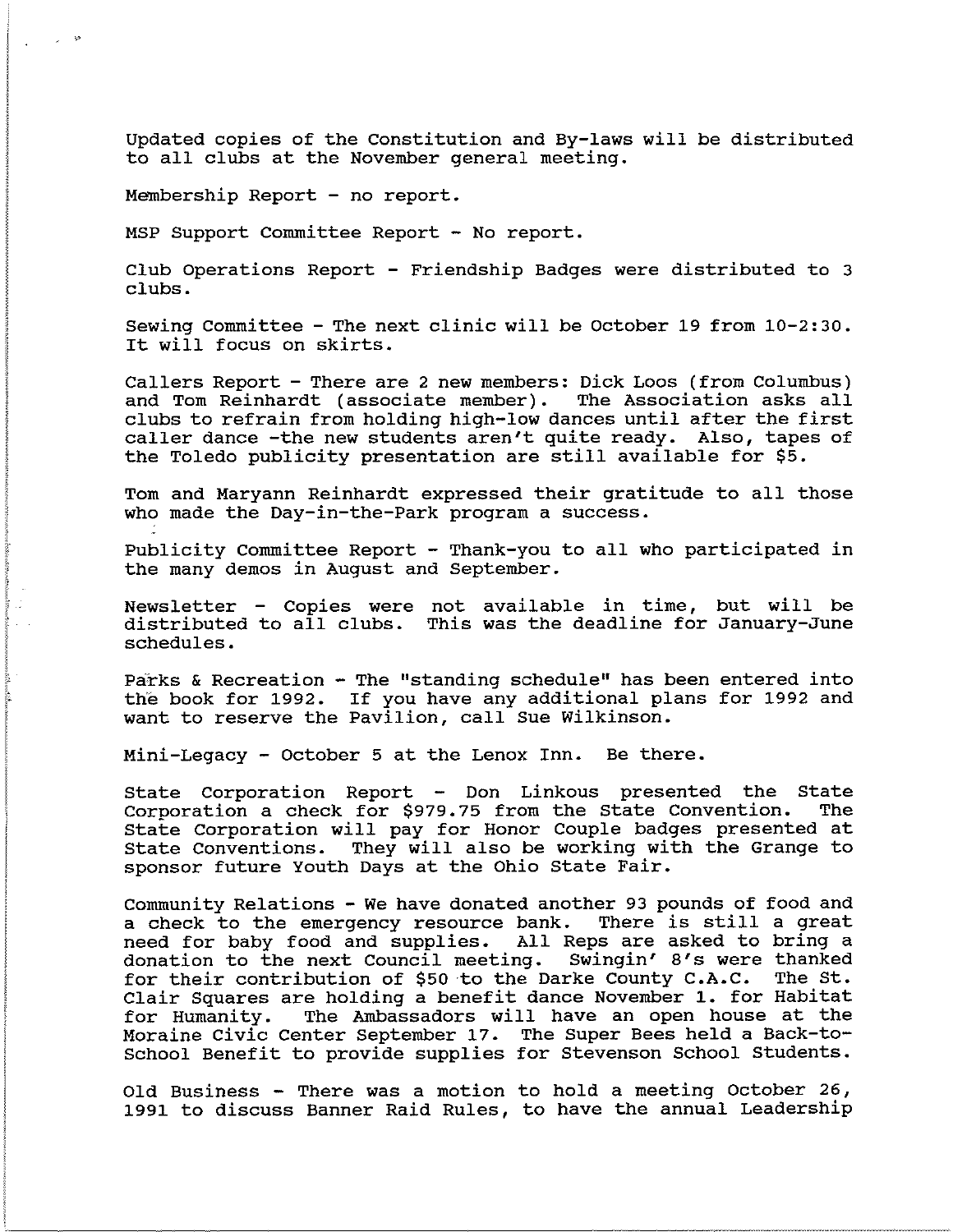Updated copies of the Constitution and By-laws will be distributed to all clubs at the November general meeting.

Membership Report - no report.

MSP Support Committee Report - No report.

Club Operations Report - Friendship Badges were distributed to 3 clubs.

Sewing Committee - The next clinic will be October 19 from 10-2:30. It will focus on skirts.

Callers Report - There are 2 new members: Dick Loos (from Columbus) and Tom Reinhardt (associate member). The Association asks all clubs to refrain from holding high-low dances until after the first caller dance -the new students aren't quite ready. Also, tapes of the Toledo publicity presentation are still available for $5.

Tom and Maryann Reinhardt expressed their gratitude to all those who made the Day-in-the-Park program a success.

Publicity Committee Report - Thank-you to all who participated in the many demos in August and September.

Newsletter - Copies were not available in time, but will be distributed to all clubs. This was the deadline for January-June schedules.

Parks & Recreation - The "standing schedule" has been entered into the book for 1992. If you have any additional plans for 1992 and want to reserve the Pavilion, call Sue Wilkinson.

Mini-Legacy - October 5 at the Lenox Inn. Be there.

State Corporation Report - Don Linkous presented the State Corporation a check for $979.75 from the State Convention. The State Corporation will pay for Honor Couple badges presented at State Conventions. They will also be working with the Grange to sponsor future Youth Days at the Ohio State Fair.

Community Relations - We have donated another 93 pounds of food and a check to the emergency resource bank. There is still a great need for baby food and supplies. All Reps are asked to bring a donation to the next Council meeting. Swingin' 8's were thanked for their contribution of $50 to the Darke County C.A.C. The St. Clair Squares are holding a benefit dance November 1. for Habitat for Humanity. The Ambassadors will have an open house at the Moraine Civic Center September 17. The Super Bees held a Back-to-School Benefit to provide supplies for Stevenson School Students.

Old Business - There was a motion to hold a meeting October 26, 1991 to discuss Banner Raid Rules, to have the annual Leadership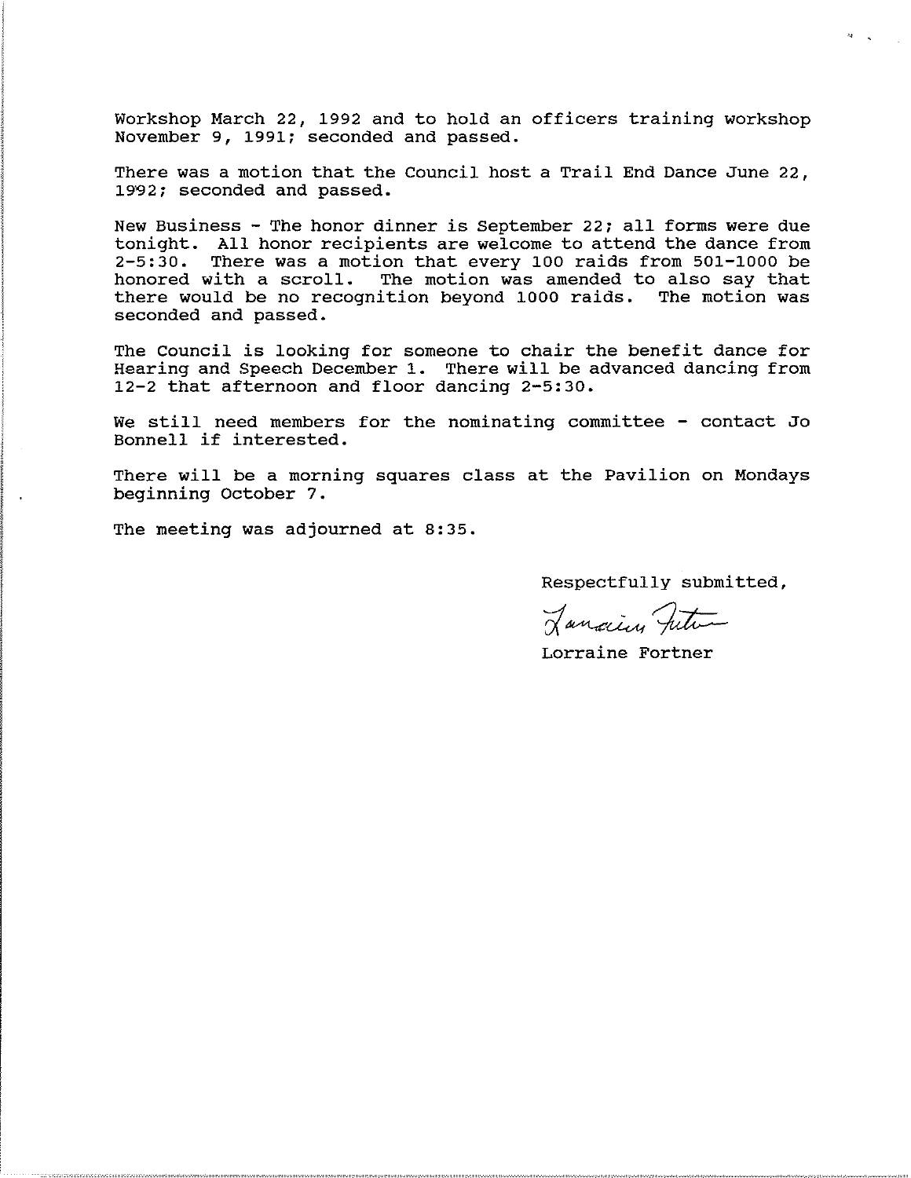Workshop March 22, 1992 and to hold an officers training workshop November 9, 1991; seconded and passed.

There was a motion that the Council host a Trail End Dance June 22, 1992; seconded and passed.

New Business - The honor dinner is September 22; all forms were due tonight. All honor recipients are welcome to attend the dance from 2-5:30. There was a motion that every 100 raids from 501-1000 be honored with a scroll. The motion was amended to also say that there would be no recognition beyond 1000 raids. The motion was seconded and passed.

The Council is looking for someone to chair the benefit dance for Hearing and Speech December 1. There will be advanced dancing from 12-2 that afternoon and floor dancing 2-5:30.

We still need members for the nominating committee - contact Jo Bonnell if interested.

There will be a morning squares class at the Pavilion on Mondays beginning October 7.

The meeting was adjourned at 8:35.

Respectfully submitted,

Lorraine Fortner

Lorraine Fortner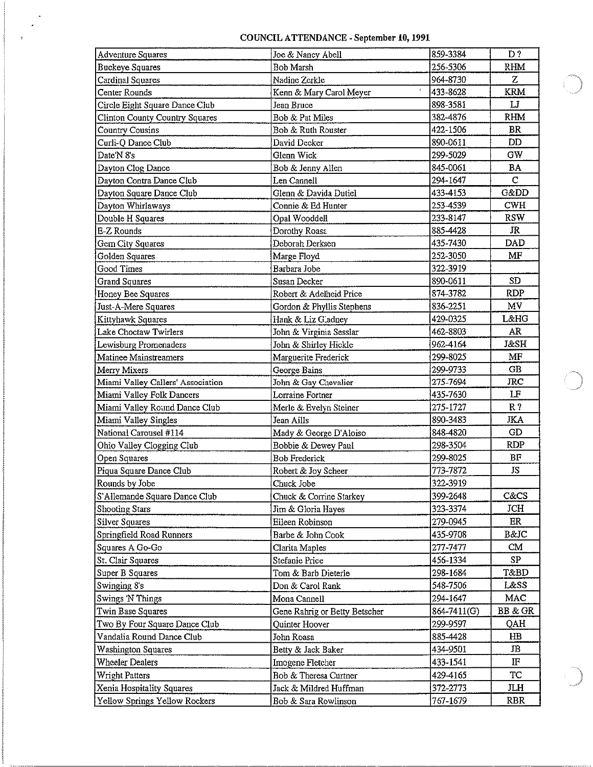# COUNCIL ATTENDANCE - September 10, 1991

| Club | Contact | Phone | Initials |
|---|---|---|---|
| Adventure Squares | Joe & Nancy Abell | 859-3384 | D ? |
| Buckeye Squares | Bob Marsh | 256-5306 | RHM |
| Cardinal Squares | Nadine Zerkle | 964-8730 | Z |
| Center Rounds | Kenn & Mary Carol Meyer | 433-8628 | KRM |
| Circle Eight Square Dance Club | Jean Bruce | 898-3581 | LJ |
| Clinton County Country Squares | Bob & Pat Miles | 382-4876 | RHM |
| Country Cousins | Bob & Ruth Rouster | 422-1506 | BR |
| Curli-Q Dance Club | David Decker | 890-0611 | DD |
| Date'N 8's | Glenn Wick | 299-5029 | GW |
| Dayton Clog Dance | Bob & Jenny Allen | 845-0061 | BA |
| Dayton Contra Dance Club | Len Cannell | 294-1647 | C |
| Dayton Square Dance Club | Glenn & Davida Dutiel | 433-4153 | G&DD |
| Dayton Whirlaways | Connie & Ed Hunter | 253-4539 | CWH |
| Double H Squares | Opal Wooddell | 233-8147 | RSW |
| E-Z Rounds | Dorothy Roasa | 885-4428 | JR |
| Gem City Squares | Deborah Derksen | 435-7430 | DAD |
| Golden Squares | Marge Floyd | 252-3050 | MF |
| Good Times | Barbara Jobe | 322-3919 | |
| Grand Squares | Susan Decker | 890-0611 | SD |
| Honey Bee Squares | Robert & Adelheid Price | 874-3782 | RDP |
| Just-A-Mere Squares | Gordon & Phyllis Stephens | 836-2251 | MV |
| Kittyhawk Squares | Hank & Liz Gladney | 429-0325 | L&HG |
| Lake Choctaw Twirlers | John & Virginia Sesslar | 462-8803 | AR |
| Lewisburg Promenaders | John & Shirley Hickle | 962-4164 | J&SH |
| Matinee Mainstreamers | Marguerite Frederick | 299-8025 | MF |
| Merry Mixers | George Bains | 299-9733 | GB |
| Miami Valley Callers' Association | John & Gay Chevalier | 275-7694 | JRC |
| Miami Valley Folk Dancers | Lorraine Fortner | 435-7630 | LF |
| Miami Valley Round Dance Club | Merle & Evelyn Steiner | 275-1727 | R ? |
| Miami Valley Singles | Jean Aills | 890-3483 | JKA |
| National Carousel #114 | Mady & George D'Aloiso | 848-4820 | GD |
| Ohio Valley Clogging Club | Bobbie & Dewey Paul | 298-3504 | RDP |
| Open Squares | Bob Frederick | 299-8025 | BF |
| Piqua Square Dance Club | Robert & Joy Scheer | 773-7872 | JS |
| Rounds by Jobe | Chuck Jobe | 322-3919 | |
| S'Allemande Square Dance Club | Chuck & Corrine Starkey | 399-2648 | C&CS |
| Shooting Stars | Jim & Gloria Hayes | 323-3374 | JCH |
| Silver Squares | Eileen Robinson | 279-0945 | ER |
| Springfield Road Runners | Barbe & John Cook | 435-9708 | B&JC |
| Squares A Go-Go | Clarita Maples | 277-7477 | CM |
| St. Clair Squares | Stefanie Price | 456-1334 | SP |
| Super B Squares | Tom & Barb Dieterle | 298-1684 | T&BD |
| Swinging 8's | Don & Carol Rank | 548-7506 | L&SS |
| Swings 'N Things | Mona Cannell | 294-1647 | MAC |
| Twin Base Squares | Gene Rahrig or Betty Betscher | 864-7411(G) | BB & GR |
| Two By Four Square Dance Club | Quinter Hoover | 299-9597 | QAH |
| Vandalia Round Dance Club | John Roasa | 885-4428 | HB |
| Washington Squares | Betty & Jack Baker | 434-9501 | JB |
| Wheeler Dealers | Imogene Fletcher | 433-1541 | IF |
| Wright Patters | Bob & Theresa Curtner | 429-4165 | TC |
| Xenia Hospitality Squares | Jack & Mildred Huffman | 372-2773 | JLH |
| Yellow Springs Yellow Rockers | Bob & Sara Rowlinson | 767-1679 | RBR |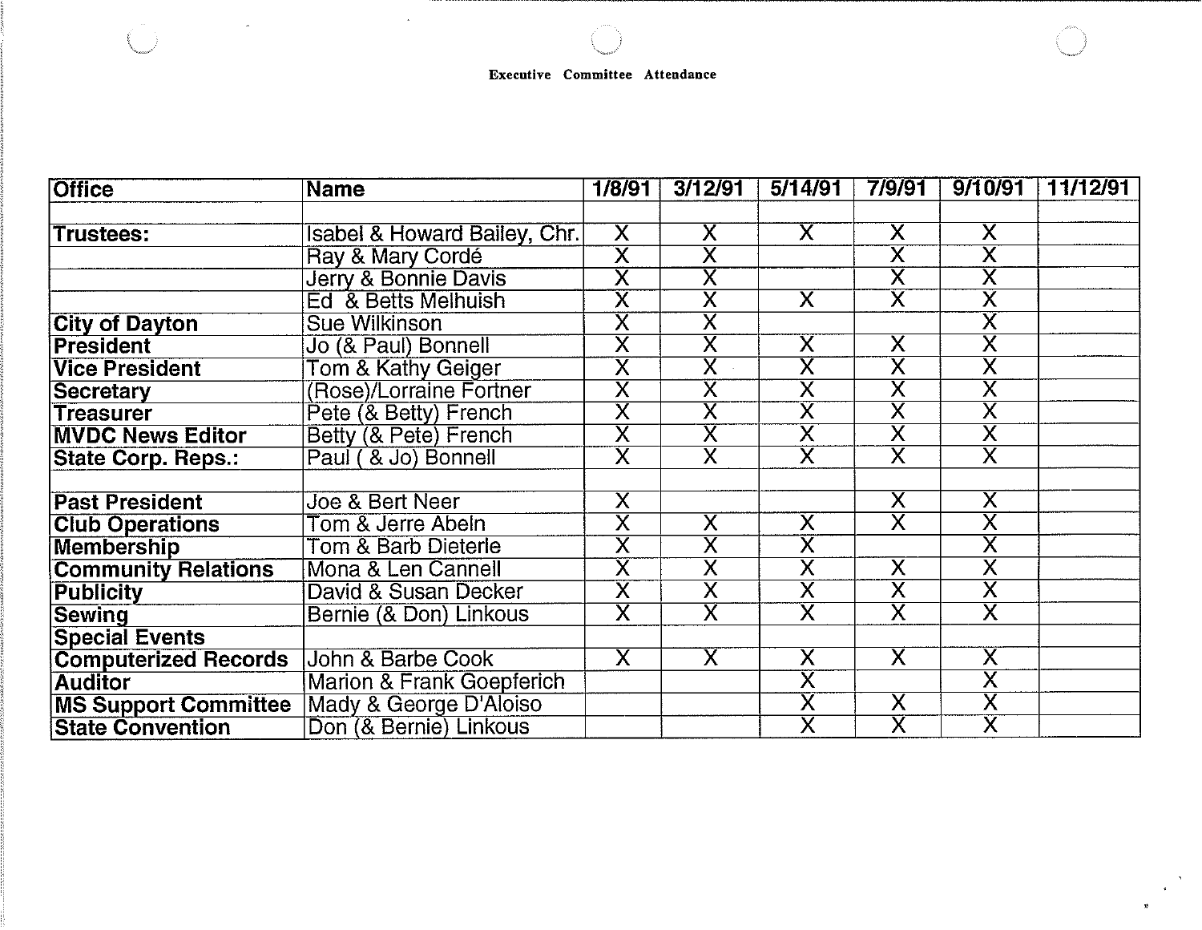Executive Committee Attendance

| Office | Name | 1/8/91 | 3/12/91 | 5/14/91 | 7/9/91 | 9/10/91 | 11/12/91 |
|---|---|---|---|---|---|---|---|
| | | | | | | | |
| Trustees: | Isabel & Howard Bailey, Chr. | X | X | X | X | X | |
| | Ray & Mary Cordé | X | X | | X | X | |
| | Jerry & Bonnie Davis | X | X | | X | X | |
| | Ed & Betts Melhuish | X | X | X | X | X | |
| City of Dayton | Sue Wilkinson | X | X | | | X | |
| President | Jo (& Paul) Bonnell | X | X | X | X | X | |
| Vice President | Tom & Kathy Geiger | X | X | X | X | X | |
| Secretary | (Rose)/Lorraine Fortner | X | X | X | X | X | |
| Treasurer | Pete (& Betty) French | X | X | X | X | X | |
| MVDC News Editor | Betty (& Pete) French | X | X | X | X | X | |
| State Corp. Reps.: | Paul ( & Jo) Bonnell | X | X | X | X | X | |
| | | | | | | | |
| Past President | Joe & Bert Neer | X | | | X | X | |
| Club Operations | Tom & Jerre Abeln | X | X | X | X | X | |
| Membership | Tom & Barb Dieterle | X | X | X | | X | |
| Community Relations | Mona & Len Cannell | X | X | X | X | X | |
| Publicity | David & Susan Decker | X | X | X | X | X | |
| Sewing | Bernie (& Don) Linkous | X | X | X | X | X | |
| Special Events | | | | | | | |
| Computerized Records | John & Barbe Cook | X | X | X | X | X | |
| Auditor | Marion & Frank Goepferich | | | X | | X | |
| MS Support Committee | Mady & George D'Aloiso | | | X | X | X | |
| State Convention | Don (& Bernie) Linkous | | | X | X | X | |